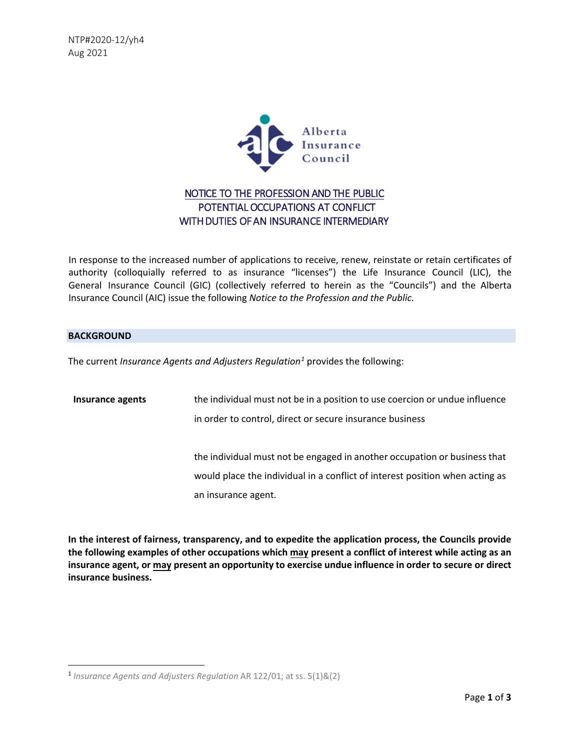NTP#2020-12/yh4
Aug 2021

Alberta Insurance Council

# NOTICE TO THE PROFESSION AND THE PUBLIC
# POTENTIAL OCCUPATIONS AT CONFLICT WITH DUTIES OF AN INSURANCE INTERMEDIARY

In response to the increased number of applications to receive, renew, reinstate or retain certificates of authority (colloquially referred to as insurance "licenses") the Life Insurance Council (LIC), the General Insurance Council (GIC) (collectively referred to herein as the "Councils") and the Alberta Insurance Council (AIC) issue the following *Notice to the Profession and the Public.*

## BACKGROUND

The current *Insurance Agents and Adjusters Regulation*[1] provides the following:

| | |
|---|---|
| **Insurance agents** | the individual must not be in a position to use coercion or undue influence in order to control, direct or secure insurance business |
| | the individual must not be engaged in another occupation or business that would place the individual in a conflict of interest position when acting as an insurance agent. |

**In the interest of fairness, transparency, and to expedite the application process, the Councils provide the following examples of other occupations which may present a conflict of interest while acting as an insurance agent, or may present an opportunity to exercise undue influence in order to secure or direct insurance business.**

---

[1] *Insurance Agents and Adjusters Regulation* AR 122/01; at ss. 5(1)&(2)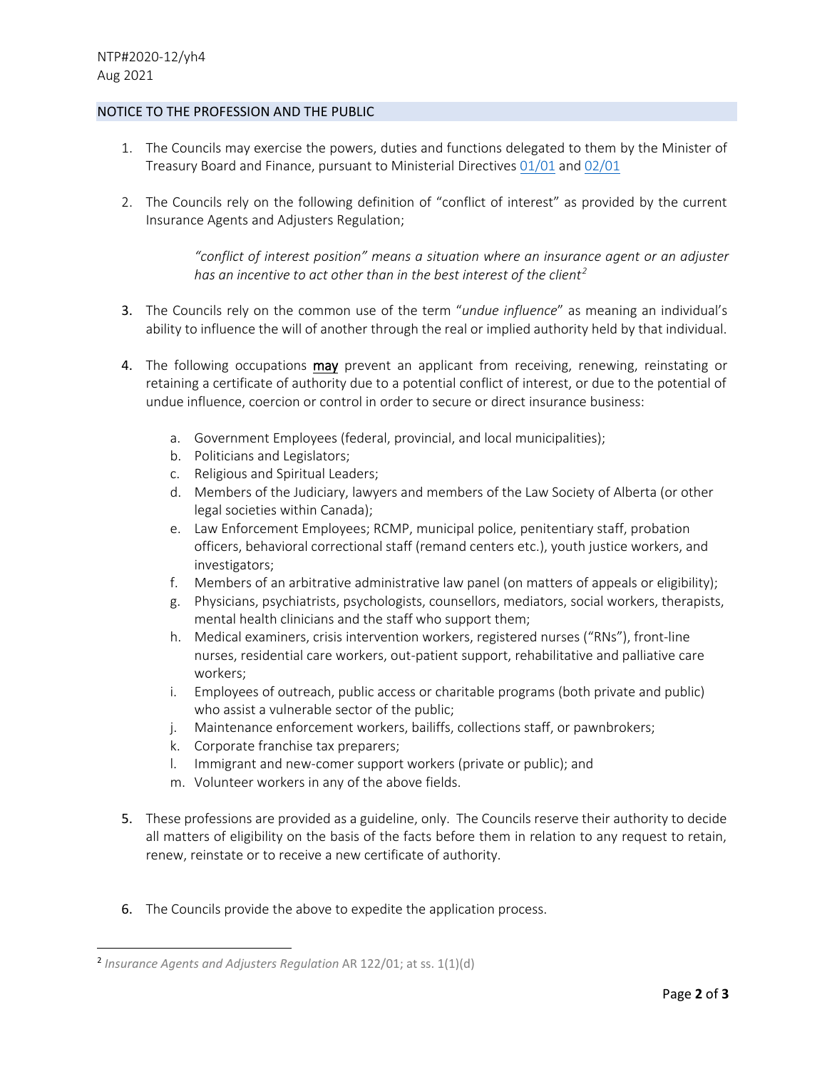NTP#2020-12/yh4
Aug 2021

## NOTICE TO THE PROFESSION AND THE PUBLIC

1. The Councils may exercise the powers, duties and functions delegated to them by the Minister of Treasury Board and Finance, pursuant to Ministerial Directives 01/01 and 02/01

2. The Councils rely on the following definition of "conflict of interest" as provided by the current Insurance Agents and Adjusters Regulation;

   > *"conflict of interest position" means a situation where an insurance agent or an adjuster has an incentive to act other than in the best interest of the client*[2]

3. The Councils rely on the common use of the term "*undue influence*" as meaning an individual's ability to influence the will of another through the real or implied authority held by that individual.

4. The following occupations **may** prevent an applicant from receiving, renewing, reinstating or retaining a certificate of authority due to a potential conflict of interest, or due to the potential of undue influence, coercion or control in order to secure or direct insurance business:

   a. Government Employees (federal, provincial, and local municipalities);
   b. Politicians and Legislators;
   c. Religious and Spiritual Leaders;
   d. Members of the Judiciary, lawyers and members of the Law Society of Alberta (or other legal societies within Canada);
   e. Law Enforcement Employees; RCMP, municipal police, penitentiary staff, probation officers, behavioral correctional staff (remand centers etc.), youth justice workers, and investigators;
   f. Members of an arbitrative administrative law panel (on matters of appeals or eligibility);
   g. Physicians, psychiatrists, psychologists, counsellors, mediators, social workers, therapists, mental health clinicians and the staff who support them;
   h. Medical examiners, crisis intervention workers, registered nurses ("RNs"), front-line nurses, residential care workers, out-patient support, rehabilitative and palliative care workers;
   i. Employees of outreach, public access or charitable programs (both private and public) who assist a vulnerable sector of the public;
   j. Maintenance enforcement workers, bailiffs, collections staff, or pawnbrokers;
   k. Corporate franchise tax preparers;
   l. Immigrant and new-comer support workers (private or public); and
   m. Volunteer workers in any of the above fields.

5. These professions are provided as a guideline, only. The Councils reserve their authority to decide all matters of eligibility on the basis of the facts before them in relation to any request to retain, renew, reinstate or to receive a new certificate of authority.

6. The Councils provide the above to expedite the application process.

---

[2] *Insurance Agents and Adjusters Regulation* AR 122/01; at ss. 1(1)(d)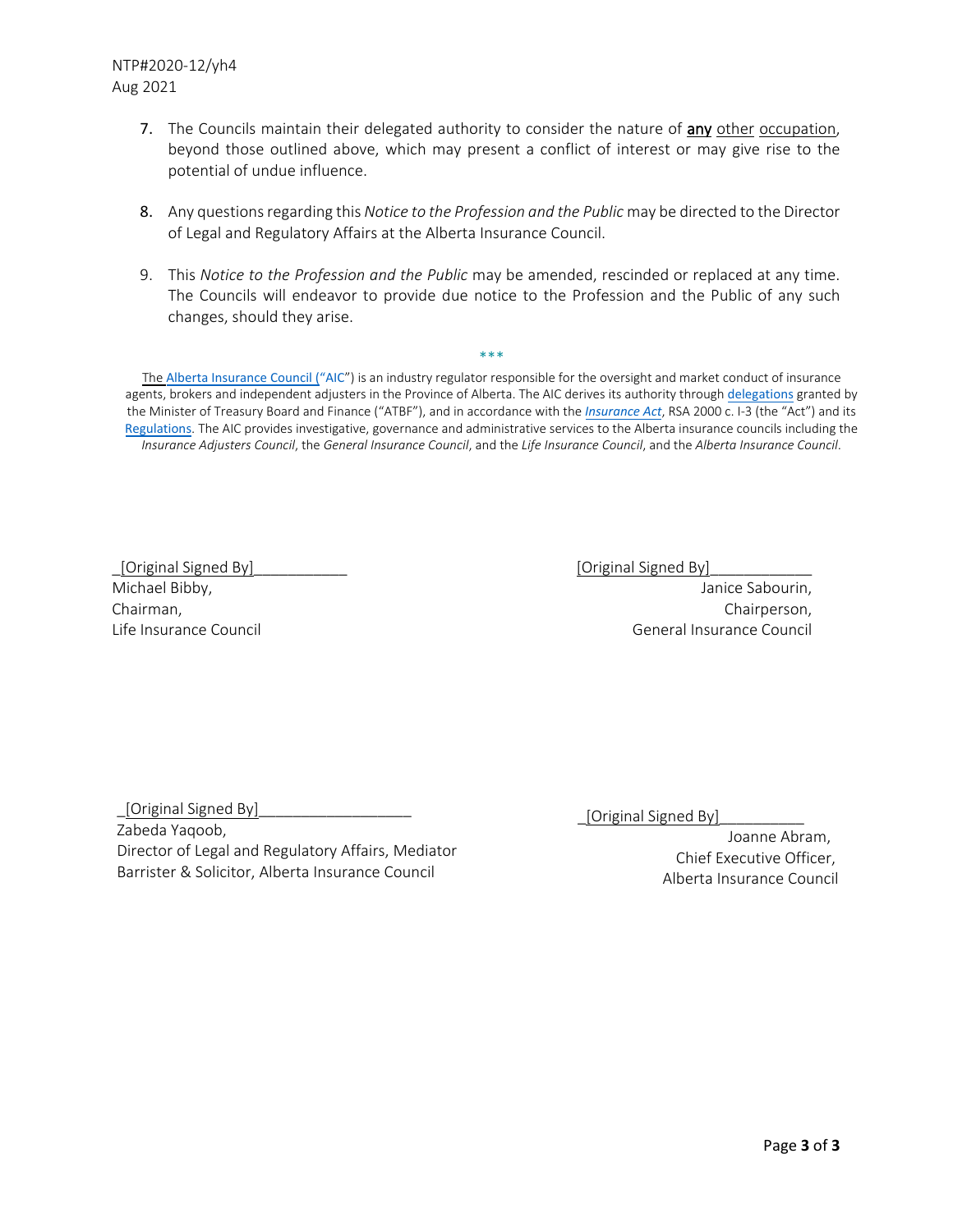7. The Councils maintain their delegated authority to consider the nature of **any** other occupation, beyond those outlined above, which may present a conflict of interest or may give rise to the potential of undue influence.

8. Any questions regarding this *Notice to the Profession and the Public* may be directed to the Director of Legal and Regulatory Affairs at the Alberta Insurance Council.

9. This *Notice to the Profession and the Public* may be amended, rescinded or replaced at any time. The Councils will endeavor to provide due notice to the Profession and the Public of any such changes, should they arise.

\*\*\*

The Alberta Insurance Council ("AIC") is an industry regulator responsible for the oversight and market conduct of insurance agents, brokers and independent adjusters in the Province of Alberta. The AIC derives its authority through delegations granted by the Minister of Treasury Board and Finance ("ATBF"), and in accordance with the ***Insurance Act***, RSA 2000 c. I-3 (the "Act") and its Regulations. The AIC provides investigative, governance and administrative services to the Alberta insurance councils including the *Insurance Adjusters Council*, the *General Insurance Council*, and the *Life Insurance Council*, and the *Alberta Insurance Council*.

_[Original Signed By]___________
Michael Bibby,
Chairman,
Life Insurance Council

[Original Signed By]____________
Janice Sabourin,
Chairperson,
General Insurance Council

_[Original Signed By]__________________
Zabeda Yaqoob,
Director of Legal and Regulatory Affairs, Mediator
Barrister & Solicitor, Alberta Insurance Council

_[Original Signed By]__________
Joanne Abram,
Chief Executive Officer,
Alberta Insurance Council